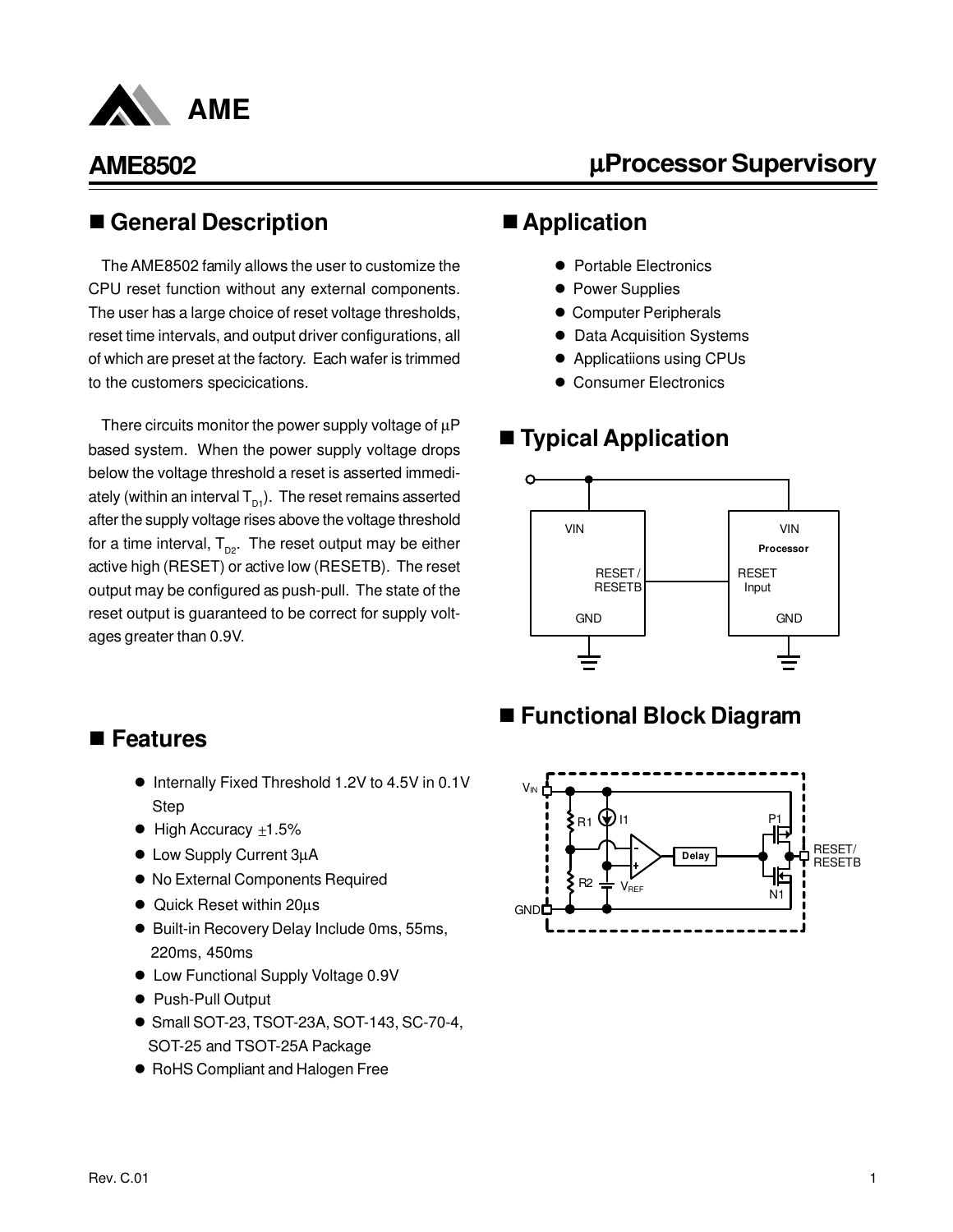# AME8502

## µProcessor Supervisory

## ■ General Description

The AME8502 family allows the user to customize the CPU reset function without any external components. The user has a large choice of reset voltage thresholds, reset time intervals, and output driver configurations, all of which are preset at the factory. Each wafer is trimmed to the customers specicications.

There circuits monitor the power supply voltage of µP based system. When the power supply voltage drops below the voltage threshold a reset is asserted immediately (within an interval $T_{D1}$). The reset remains asserted after the supply voltage rises above the voltage threshold for a time interval, $T_{D2}$. The reset output may be either active high (RESET) or active low (RESETB). The reset output may be configured as push-pull. The state of the reset output is guaranteed to be correct for supply voltages greater than 0.9V.

## ■ Features

- Internally Fixed Threshold 1.2V to 4.5V in 0.1V Step
- High Accuracy ±1.5%
- Low Supply Current 3µA
- No External Components Required
- Quick Reset within 20µs
- Built-in Recovery Delay Include 0ms, 55ms, 220ms, 450ms
- Low Functional Supply Voltage 0.9V
- Push-Pull Output
- Small SOT-23, TSOT-23A, SOT-143, SC-70-4, SOT-25 and TSOT-25A Package
- RoHS Compliant and Halogen Free

## ■ Application

- Portable Electronics
- Power Supplies
- Computer Peripherals
- Data Acquisition Systems
- Applicatiions using CPUs
- Consumer Electronics

## ■ Typical Application

## ■ Functional Block Diagram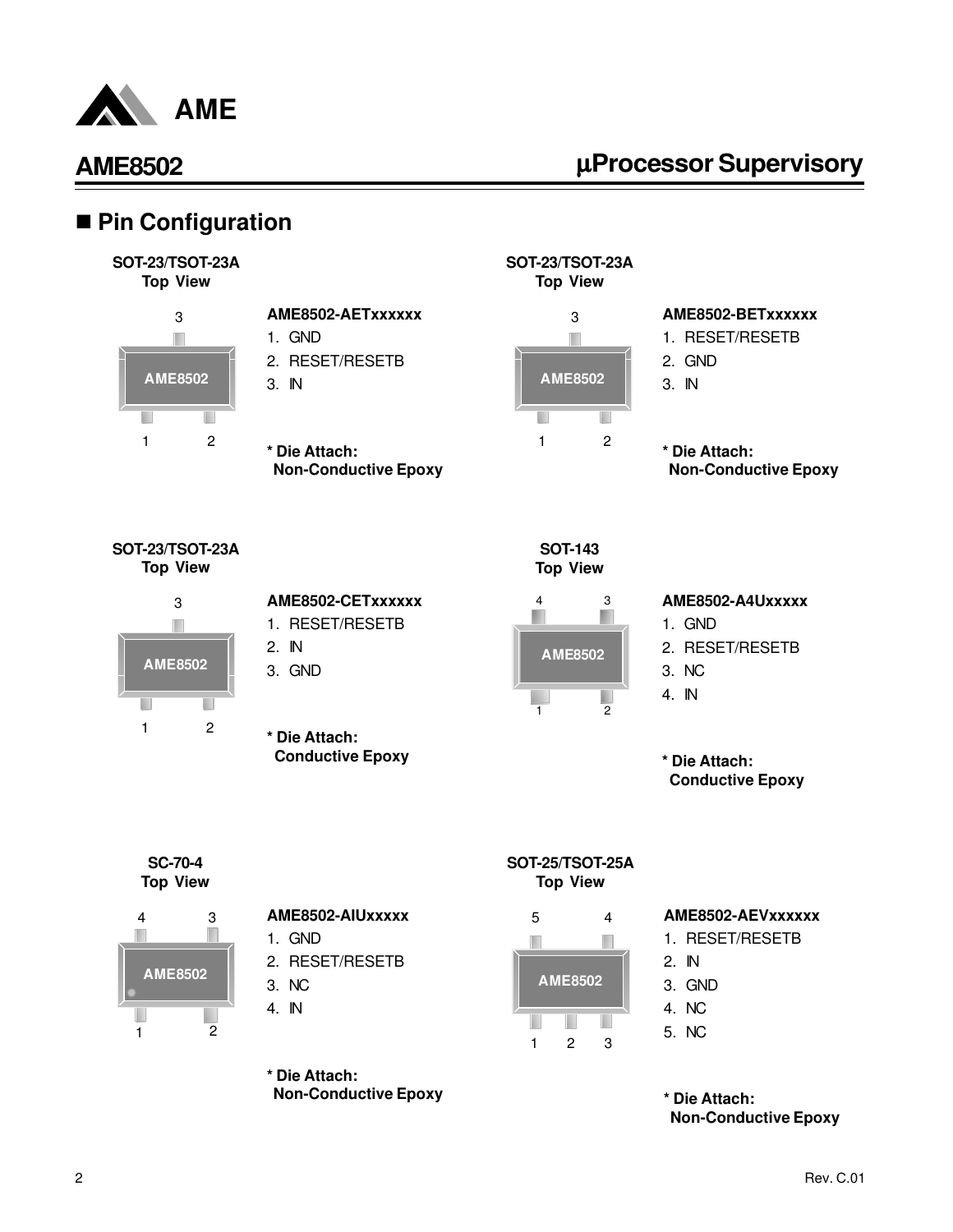## Pin Configuration

**SOT-23/TSOT-23A**
**Top View**

**AME8502-AETxxxxxx**

1. GND
2. RESET/RESETB
3. IN

**\* Die Attach:**
**Non-Conductive Epoxy**

**SOT-23/TSOT-23A**
**Top View**

**AME8502-BETxxxxxx**

1. RESET/RESETB
2. GND
3. IN

**\* Die Attach:**
**Non-Conductive Epoxy**

**SOT-23/TSOT-23A**
**Top View**

**AME8502-CETxxxxxx**

1. RESET/RESETB
2. IN
3. GND

**\* Die Attach:**
**Conductive Epoxy**

**SOT-143**
**Top View**

**AME8502-A4Uxxxxx**

1. GND
2. RESET/RESETB
3. NC
4. IN

**\* Die Attach:**
**Conductive Epoxy**

**SC-70-4**
**Top View**

**AME8502-AIUxxxxx**

1. GND
2. RESET/RESETB
3. NC
4. IN

**\* Die Attach:**
**Non-Conductive Epoxy**

**SOT-25/TSOT-25A**
**Top View**

**AME8502-AEVxxxxxx**

1. RESET/RESETB
2. IN
3. GND
4. NC
5. NC

**\* Die Attach:**
**Non-Conductive Epoxy**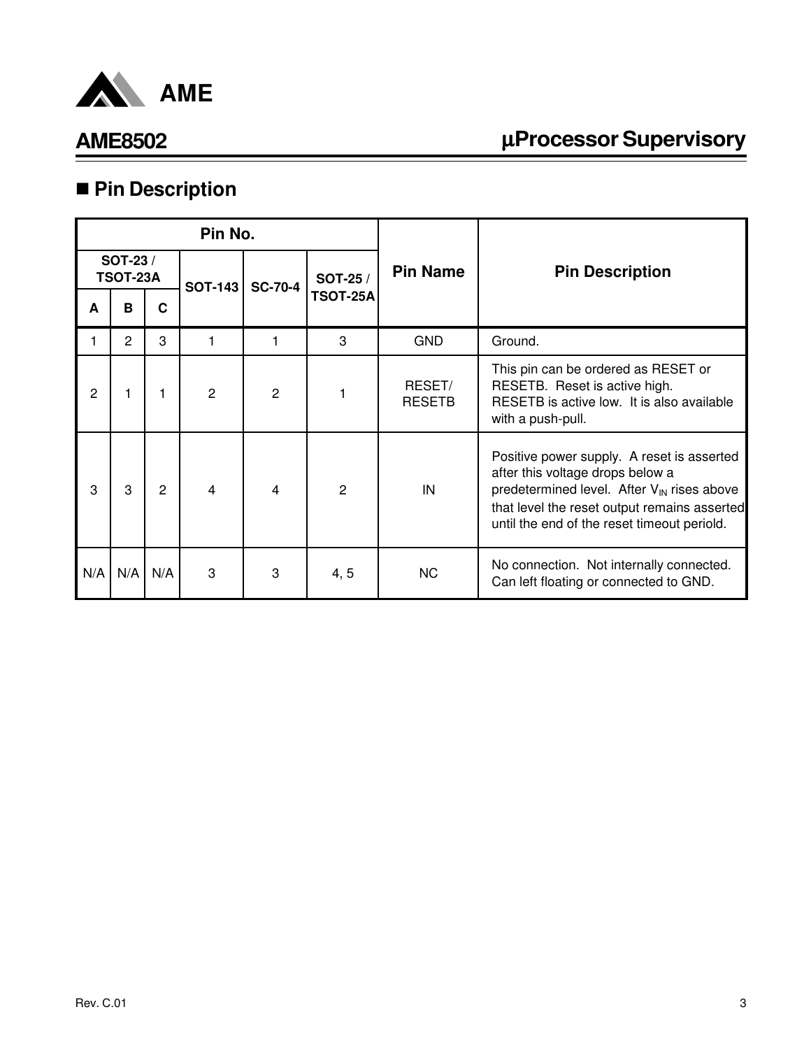## Pin Description

| Pin No. | | | | | | Pin Name | Pin Description |
|---|---|---|---|---|---|---|---|
| SOT-23 / TSOT-23A | | | SOT-143 | SC-70-4 | SOT-25 / TSOT-25A | | |
| A | B | C | | | | | |
| 1 | 2 | 3 | 1 | 1 | 3 | GND | Ground. |
| 2 | 1 | 1 | 2 | 2 | 1 | RESET/ RESETB | This pin can be ordered as RESET or RESETB. Reset is active high. RESETB is active low. It is also available with a push-pull. |
| 3 | 3 | 2 | 4 | 4 | 2 | IN | Positive power supply. A reset is asserted after this voltage drops below a predetermined level. After $V_{IN}$ rises above that level the reset output remains asserted until the end of the reset timeout periold. |
| N/A | N/A | N/A | 3 | 3 | 4, 5 | NC | No connection. Not internally connected. Can left floating or connected to GND. |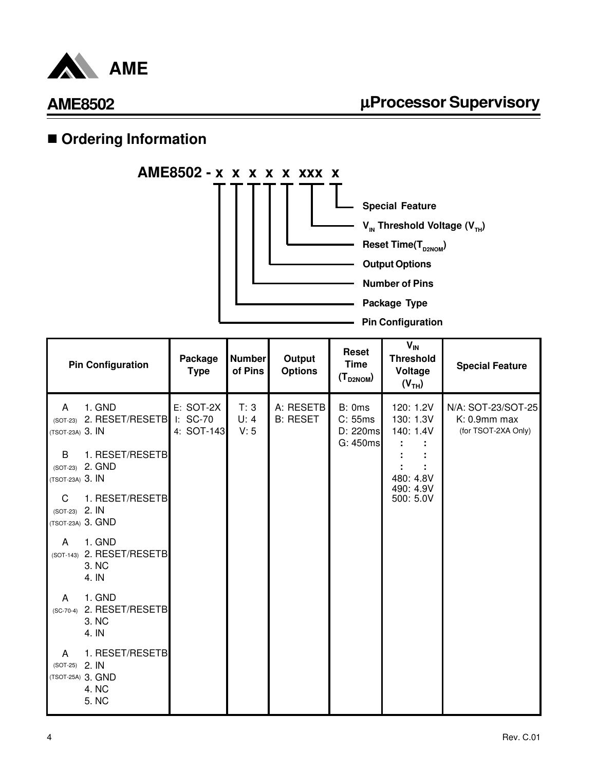## ■ Ordering Information

**AME8502 - x x x x x xxx x**

- x (1st): **Pin Configuration**
- x (2nd): **Package Type**
- x (3rd): **Number of Pins**
- x (4th): **Output Options**
- x (5th): **Reset Time($T_{D2NOM}$)**
- xxx: **$V_{IN}$ Threshold Voltage ($V_{TH}$)**
- x (last): **Special Feature**

| Pin Configuration | Package Type | Number of Pins | Output Options | Reset Time ($T_{D2NOM}$) | $V_{IN}$ Threshold Voltage ($V_{TH}$) | Special Feature |
|---|---|---|---|---|---|---|
| A (SOT-23) (TSOT-23A): 1. GND 2. RESET/RESETB 3. IN<br>B (SOT-23) (TSOT-23A): 1. RESET/RESETB 2. GND 3. IN<br>C (SOT-23) (TSOT-23A): 1. RESET/RESETB 2. IN 3. GND<br>A (SOT-143): 1. GND 2. RESET/RESETB 3. NC 4. IN<br>A (SC-70-4): 1. GND 2. RESET/RESETB 3. NC 4. IN<br>A (SOT-25) (TSOT-25A): 1. RESET/RESETB 2. IN 3. GND 4. NC 5. NC | E: SOT-2X<br>I: SC-70<br>4: SOT-143 | T: 3<br>U: 4<br>V: 5 | A: RESETB<br>B: RESET | B: 0ms<br>C: 55ms<br>D: 220ms<br>G: 450ms | 120: 1.2V<br>130: 1.3V<br>140: 1.4V<br>: :<br>: :<br>: :<br>480: 4.8V<br>490: 4.9V<br>500: 5.0V | N/A: SOT-23/SOT-25<br>K: 0.9mm max (for TSOT-2XA Only) |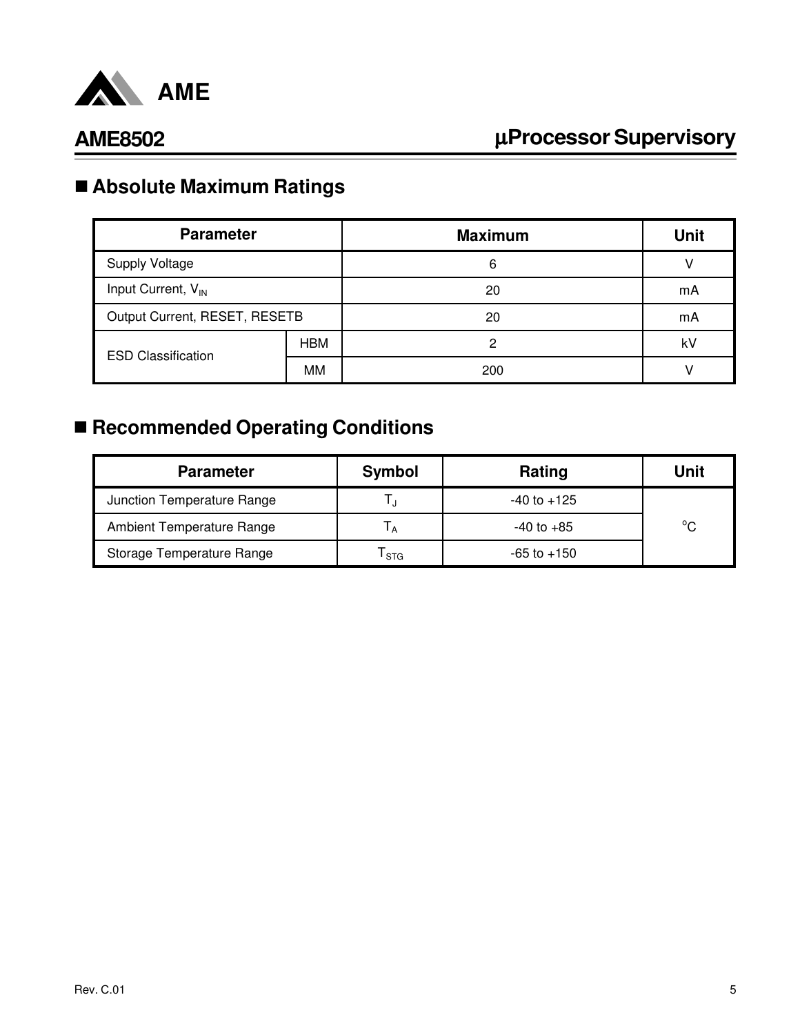## Absolute Maximum Ratings

| Parameter | | Maximum | Unit |
|---|---|---|---|
| Supply Voltage | | 6 | V |
| Input Current, $V_{IN}$ | | 20 | mA |
| Output Current, RESET, RESETB | | 20 | mA |
| ESD Classification | HBM | 2 | kV |
| | MM | 200 | V |

## Recommended Operating Conditions

| Parameter | Symbol | Rating | Unit |
|---|---|---|---|
| Junction Temperature Range | $T_J$ | -40 to +125 | °C |
| Ambient Temperature Range | $T_A$ | -40 to +85 | |
| Storage Temperature Range | $T_{STG}$ | -65 to +150 | |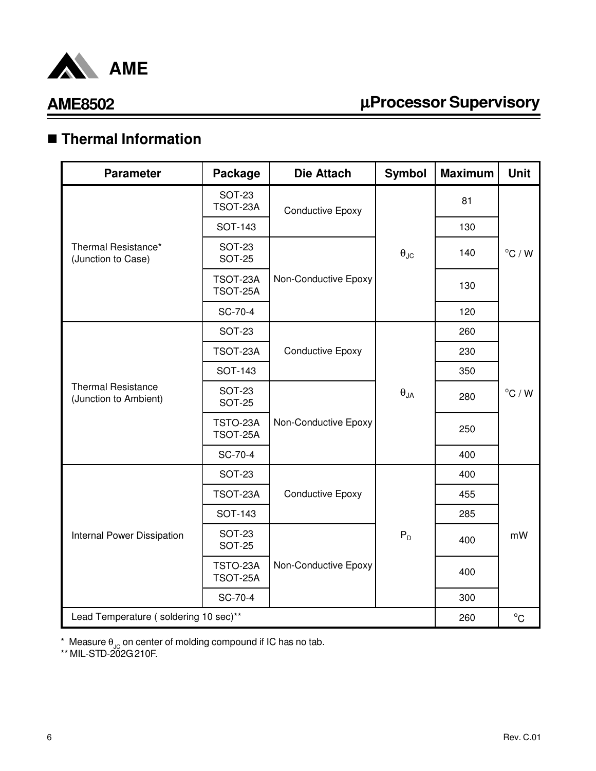## ■ Thermal Information

| Parameter | Package | Die Attach | Symbol | Maximum | Unit |
|---|---|---|---|---|---|
| Thermal Resistance* (Junction to Case) | SOT-23 TSOT-23A | Conductive Epoxy | $\theta_{JC}$ | 81 | °C / W |
| | SOT-143 | | | 130 | |
| | SOT-23 SOT-25 | Non-Conductive Epoxy | | 140 | |
| | TSOT-23A TSOT-25A | | | 130 | |
| | SC-70-4 | | | 120 | |
| Thermal Resistance (Junction to Ambient) | SOT-23 | Conductive Epoxy | $\theta_{JA}$ | 260 | °C / W |
| | TSOT-23A | | | 230 | |
| | SOT-143 | | | 350 | |
| | SOT-23 SOT-25 | Non-Conductive Epoxy | | 280 | |
| | TSTO-23A TSOT-25A | | | 250 | |
| | SC-70-4 | | | 400 | |
| Internal Power Dissipation | SOT-23 | Conductive Epoxy | $P_D$ | 400 | mW |
| | TSOT-23A | | | 455 | |
| | SOT-143 | | | 285 | |
| | SOT-23 SOT-25 | Non-Conductive Epoxy | | 400 | |
| | TSTO-23A TSOT-25A | | | 400 | |
| | SC-70-4 | | | 300 | |
| Lead Temperature ( soldering 10 sec)** | | | | 260 | °C |

* Measure $\theta_{JC}$ on center of molding compound if IC has no tab.
** MIL-STD-202G 210F.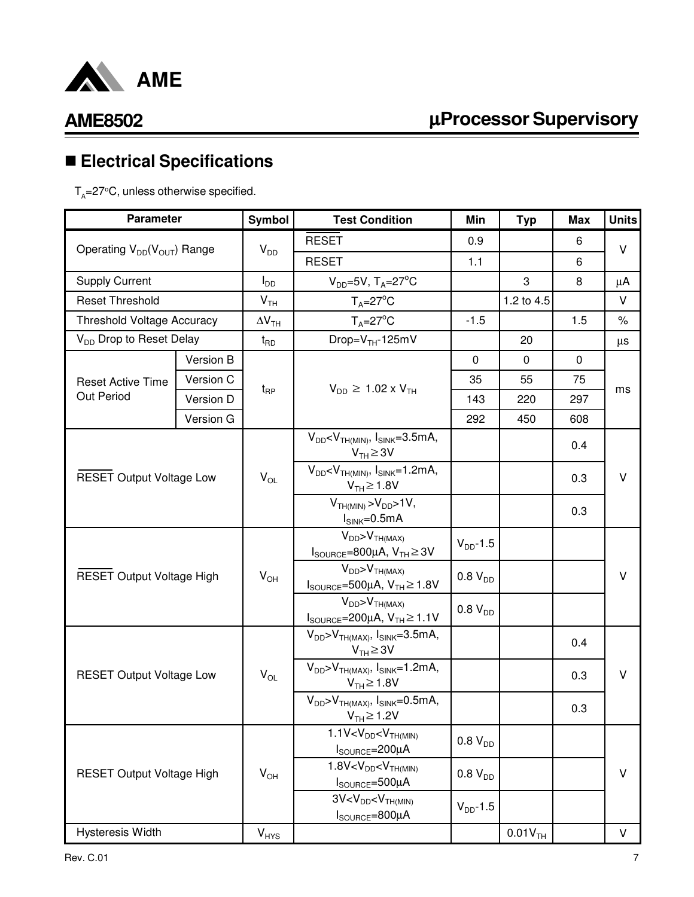## ■ Electrical Specifications

$T_A$=27°C, unless otherwise specified.

| Parameter | | Symbol | Test Condition | Min | Typ | Max | Units |
|---|---|---|---|---|---|---|---|
| Operating $V_{DD}(V_{OUT})$ Range | | $V_{DD}$ | $\overline{RESET}$ | 0.9 | | 6 | V |
| | | | RESET | 1.1 | | 6 | |
| Supply Current | | $I_{DD}$ | $V_{DD}$=5V, $T_A$=27°C | | 3 | 8 | µA |
| Reset Threshold | | $V_{TH}$ | $T_A$=27°C | | 1.2 to 4.5 | | V |
| Threshold Voltage Accuracy | | $\Delta V_{TH}$ | $T_A$=27°C | -1.5 | | 1.5 | % |
| $V_{DD}$ Drop to Reset Delay | | $t_{RD}$ | Drop=$V_{TH}$-125mV | | 20 | | µs |
| Reset Active Time Out Period | Version B | $t_{RP}$ | $V_{DD} \geq 1.02 \times V_{TH}$ | 0 | 0 | 0 | ms |
| | Version C | | | 35 | 55 | 75 | |
| | Version D | | | 143 | 220 | 297 | |
| | Version G | | | 292 | 450 | 608 | |
| $\overline{RESET}$ Output Voltage Low | | $V_{OL}$ | $V_{DD}$<$V_{TH(MIN)}$, $I_{SINK}$=3.5mA, $V_{TH} \geq 3V$ | | | 0.4 | V |
| | | | $V_{DD}$<$V_{TH(MIN)}$, $I_{SINK}$=1.2mA, $V_{TH} \geq 1.8V$ | | | 0.3 | |
| | | | $V_{TH(MIN)}$ >$V_{DD}$>1V, $I_{SINK}$=0.5mA | | | 0.3 | |
| $\overline{RESET}$ Output Voltage High | | $V_{OH}$ | $V_{DD}$>$V_{TH(MAX)}$ $I_{SOURCE}$=800µA, $V_{TH} \geq 3V$ | $V_{DD}$-1.5 | | | V |
| | | | $V_{DD}$>$V_{TH(MAX)}$ $I_{SOURCE}$=500µA, $V_{TH} \geq 1.8V$ | 0.8 $V_{DD}$ | | | |
| | | | $V_{DD}$>$V_{TH(MAX)}$ $I_{SOURCE}$=200µA, $V_{TH} \geq 1.1V$ | 0.8 $V_{DD}$ | | | |
| RESET Output Voltage Low | | $V_{OL}$ | $V_{DD}$>$V_{TH(MAX)}$, $I_{SINK}$=3.5mA, $V_{TH} \geq 3V$ | | | 0.4 | V |
| | | | $V_{DD}$>$V_{TH(MAX)}$, $I_{SINK}$=1.2mA, $V_{TH} \geq 1.8V$ | | | 0.3 | |
| | | | $V_{DD}$>$V_{TH(MAX)}$, $I_{SINK}$=0.5mA, $V_{TH} \geq 1.2V$ | | | 0.3 | |
| RESET Output Voltage High | | $V_{OH}$ | 1.1V<$V_{DD}$<$V_{TH(MIN)}$ $I_{SOURCE}$=200µA | 0.8 $V_{DD}$ | | | V |
| | | | 1.8V<$V_{DD}$<$V_{TH(MIN)}$ $I_{SOURCE}$=500µA | 0.8 $V_{DD}$ | | | |
| | | | 3V<$V_{DD}$<$V_{TH(MIN)}$ $I_{SOURCE}$=800µA | $V_{DD}$-1.5 | | | |
| Hysteresis Width | | $V_{HYS}$ | | | 0.01$V_{TH}$ | | V |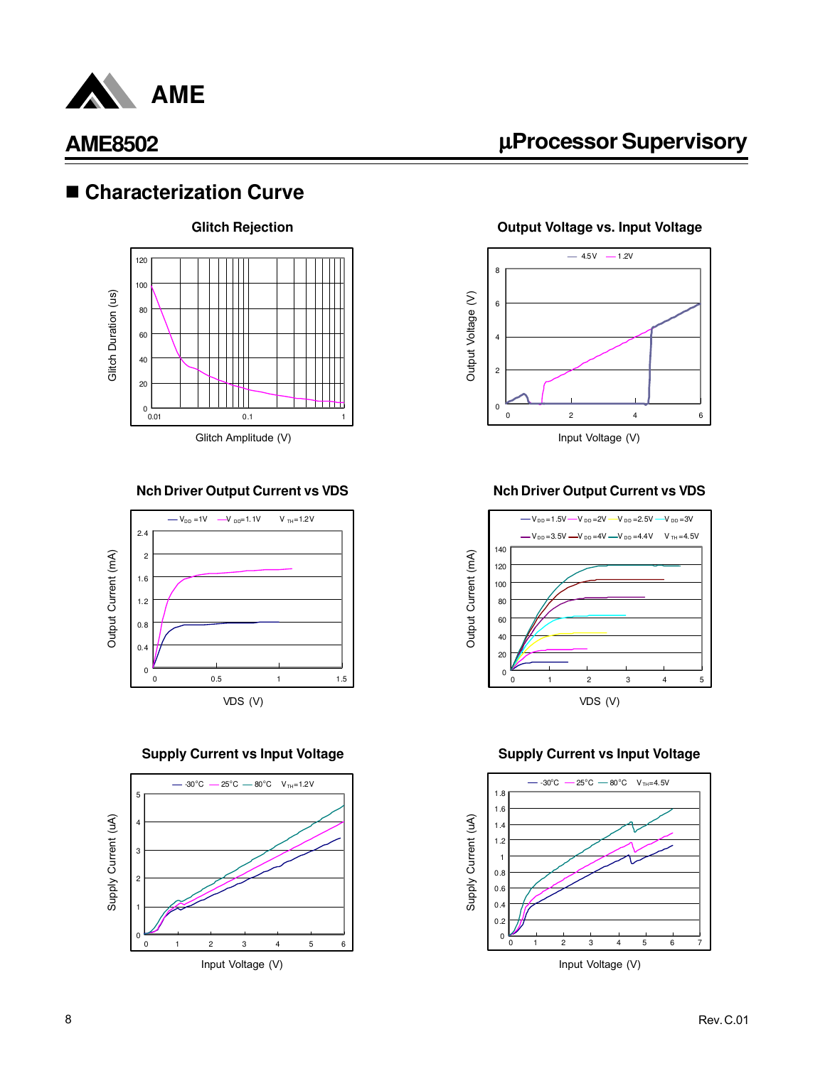## ■ Characterization Curve

**Glitch Rejection**

Glitch Duration (us)

Glitch Amplitude (V)

**Output Voltage vs. Input Voltage**

Output Voltage (V)

Input Voltage (V)

**Nch Driver Output Current vs VDS**

Output Current (mA)

VDS (V)

**Nch Driver Output Current vs VDS**

Output Current (mA)

VDS (V)

**Supply Current vs Input Voltage**

Supply Current (uA)

Input Voltage (V)

**Supply Current vs Input Voltage**

Supply Current (uA)

Input Voltage (V)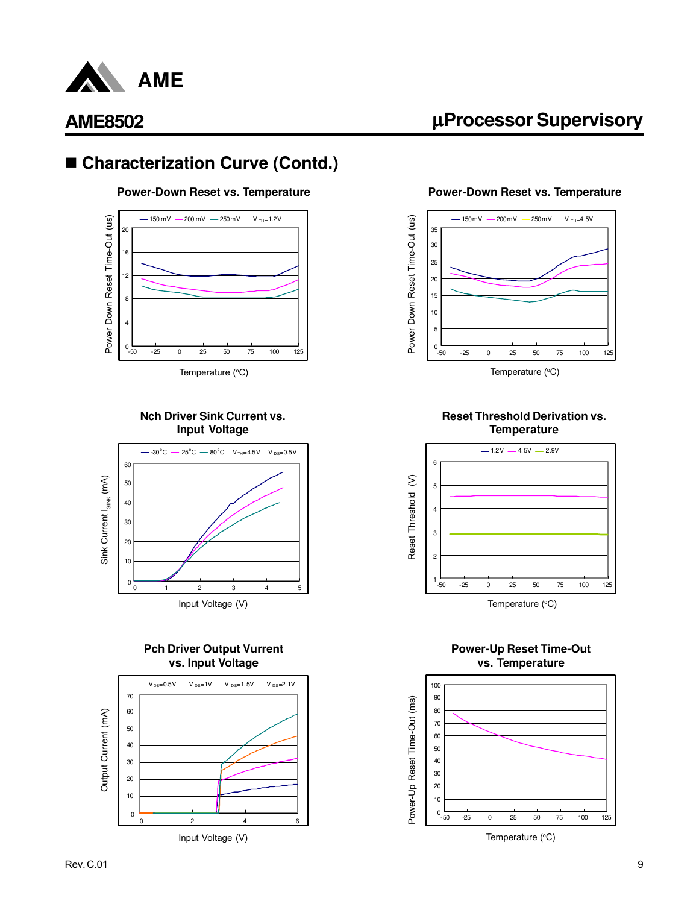## ■ Characterization Curve (Contd.)

**Power-Down Reset vs. Temperature**

— 150 mV — 200 mV — 250 mV  $V_{TH}$=1.2V

Power Down Reset Time-Out (us)

Temperature (°C)

**Power-Down Reset vs. Temperature**

— 150 mV — 200 mV — 250 mV  $V_{TH}$=4.5V

Power Down Reset Time-Out (us)

Temperature (°C)

**Nch Driver Sink Current vs. Input Voltage**

— -30°C — 25°C — 80°C  $V_{TH}$=4.5V  $V_{DS}$=0.5V

Sink Current $I_{SINK}$ (mA)

Input Voltage (V)

**Reset Threshold Derivation vs. Temperature**

— 1.2V — 4.5V — 2.9V

Reset Threshold (V)

Temperature (°C)

**Pch Driver Output Vurrent vs. Input Voltage**

— $V_{DS}$=0.5V — $V_{DS}$=1V — $V_{DS}$=1.5V — $V_{DS}$=2.1V

Output Current (mA)

Input Voltage (V)

**Power-Up Reset Time-Out vs. Temperature**

Power-Up Reset Time-Out (ms)

Temperature (°C)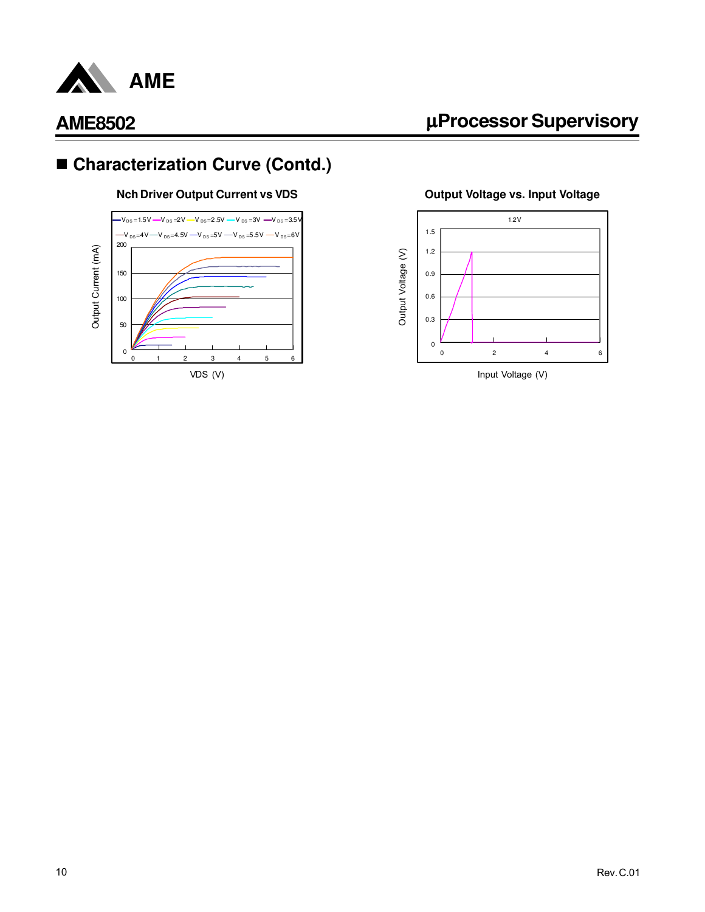## ■ Characterization Curve (Contd.)

**Nch Driver Output Current vs VDS**

—$V_{DS}$=1.5V —$V_{DS}$=2V —$V_{DS}$=2.5V —$V_{DS}$=3V —$V_{DS}$=3.5V —$V_{DS}$=4V —$V_{DS}$=4.5V —$V_{DS}$=5V —$V_{DS}$=5.5V —$V_{DS}$=6V

Output Current (mA)

VDS (V)

**Output Voltage vs. Input Voltage**

1.2V

Output Voltage (V)

Input Voltage (V)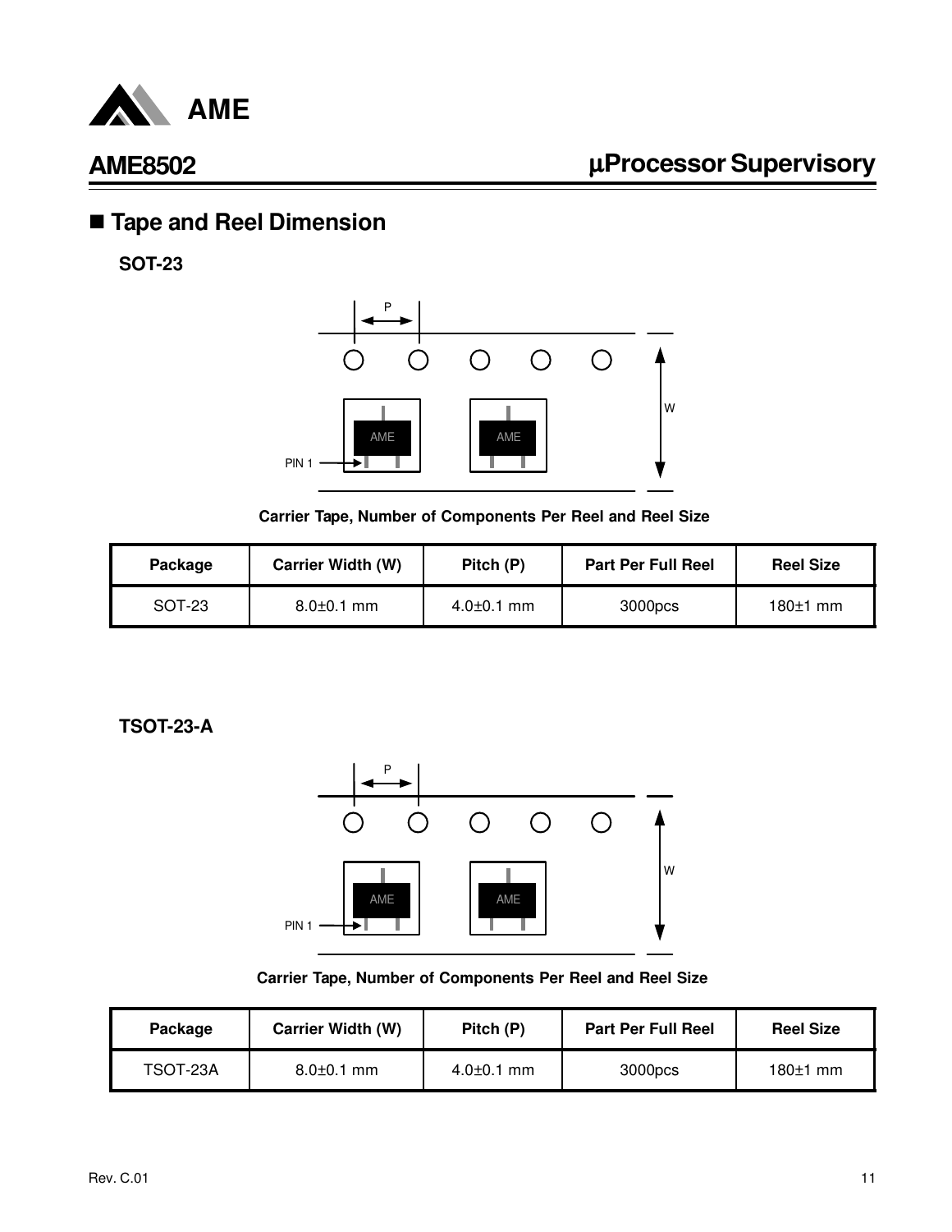## ■ Tape and Reel Dimension

**SOT-23**

**Carrier Tape, Number of Components Per Reel and Reel Size**

| Package | Carrier Width (W) | Pitch (P) | Part Per Full Reel | Reel Size |
|---|---|---|---|---|
| SOT-23 | 8.0±0.1 mm | 4.0±0.1 mm | 3000pcs | 180±1 mm |

**TSOT-23-A**

**Carrier Tape, Number of Components Per Reel and Reel Size**

| Package | Carrier Width (W) | Pitch (P) | Part Per Full Reel | Reel Size |
|---|---|---|---|---|
| TSOT-23A | 8.0±0.1 mm | 4.0±0.1 mm | 3000pcs | 180±1 mm |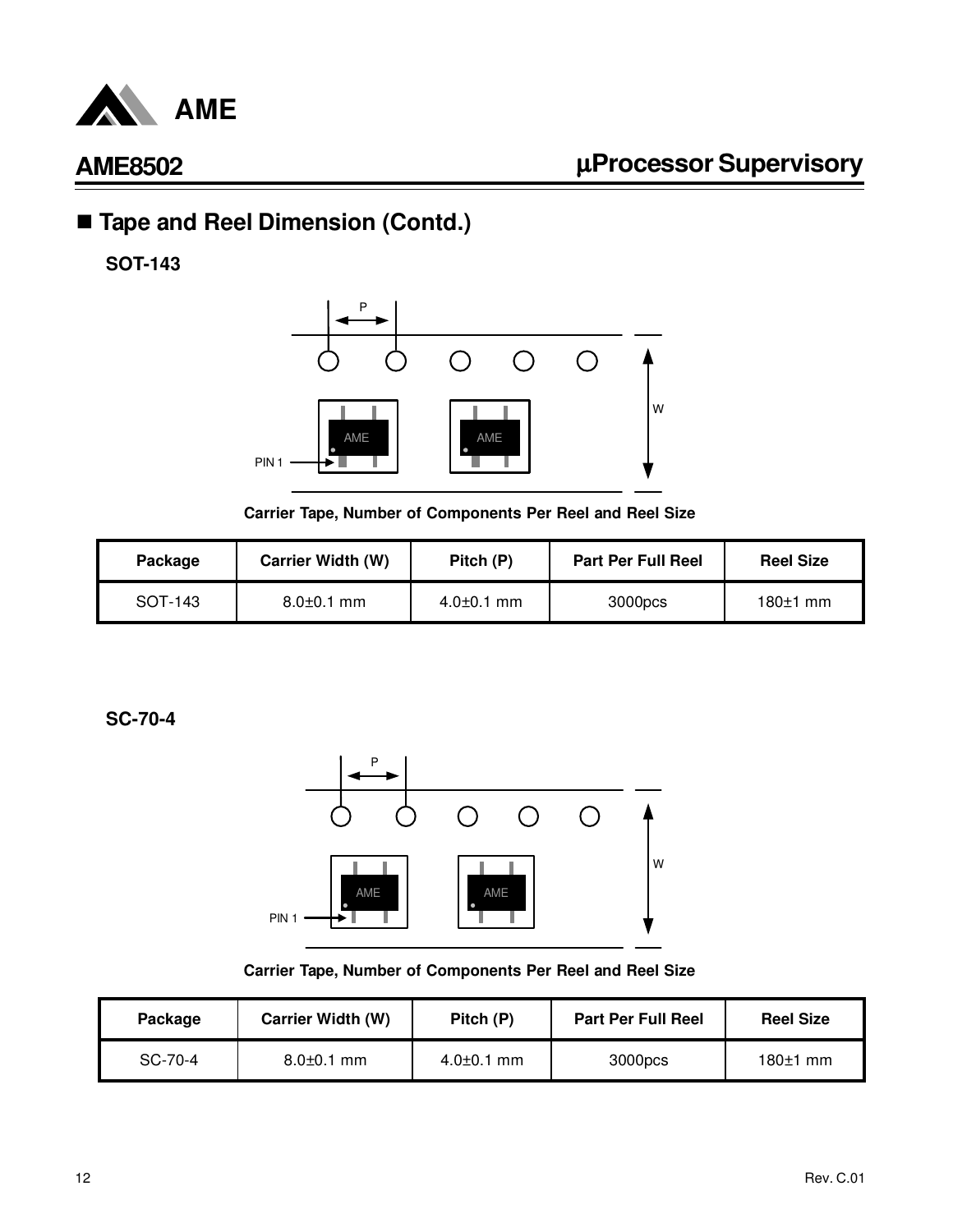## ■ Tape and Reel Dimension (Contd.)

### SOT-143

Carrier Tape, Number of Components Per Reel and Reel Size

| Package | Carrier Width (W) | Pitch (P) | Part Per Full Reel | Reel Size |
|---|---|---|---|---|
| SOT-143 | 8.0±0.1 mm | 4.0±0.1 mm | 3000pcs | 180±1 mm |

### SC-70-4

Carrier Tape, Number of Components Per Reel and Reel Size

| Package | Carrier Width (W) | Pitch (P) | Part Per Full Reel | Reel Size |
|---|---|---|---|---|
| SC-70-4 | 8.0±0.1 mm | 4.0±0.1 mm | 3000pcs | 180±1 mm |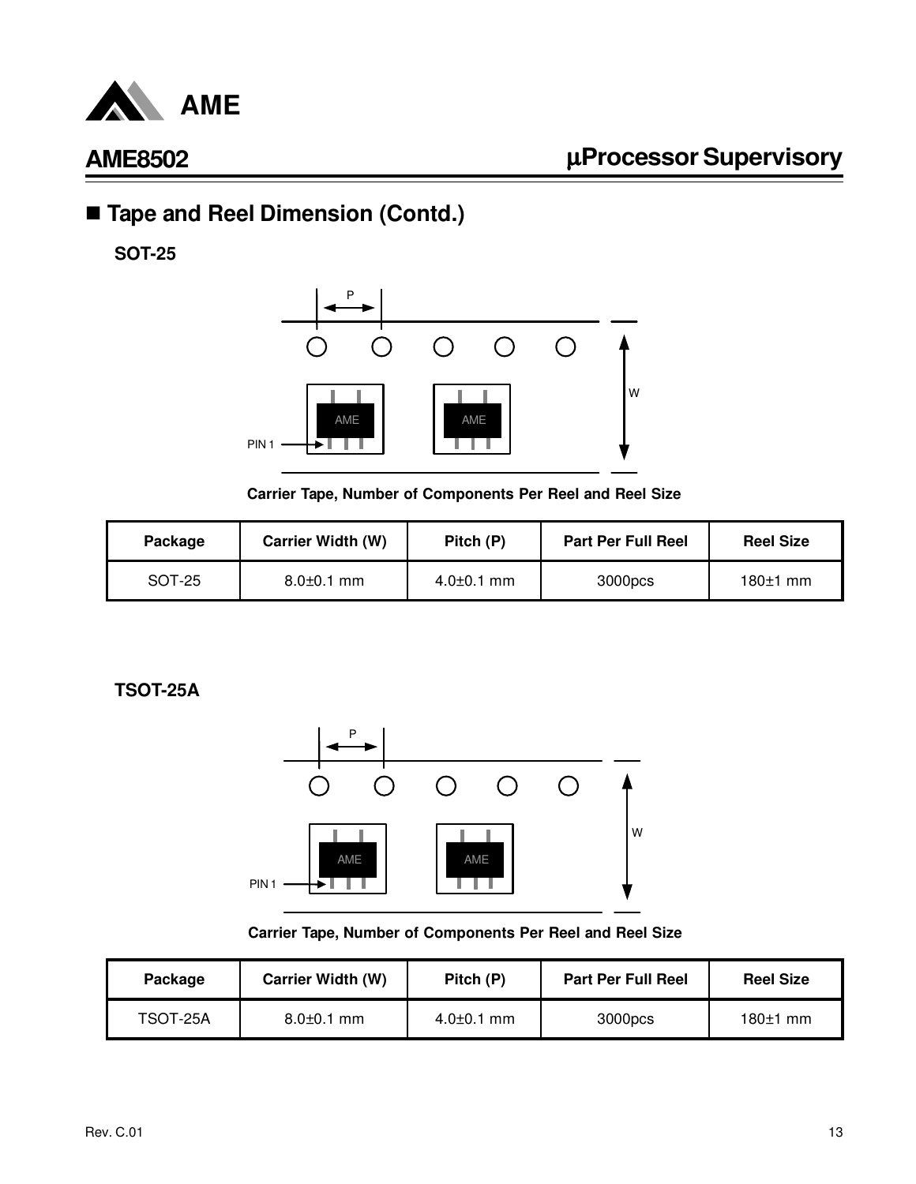## ■ Tape and Reel Dimension (Contd.)

**SOT-25**

P

W

AME

AME

PIN 1

**Carrier Tape, Number of Components Per Reel and Reel Size**

| Package | Carrier Width (W) | Pitch (P) | Part Per Full Reel | Reel Size |
|---|---|---|---|---|
| SOT-25 | 8.0±0.1 mm | 4.0±0.1 mm | 3000pcs | 180±1 mm |

**TSOT-25A**

P

W

AME

AME

PIN 1

**Carrier Tape, Number of Components Per Reel and Reel Size**

| Package | Carrier Width (W) | Pitch (P) | Part Per Full Reel | Reel Size |
|---|---|---|---|---|
| TSOT-25A | 8.0±0.1 mm | 4.0±0.1 mm | 3000pcs | 180±1 mm |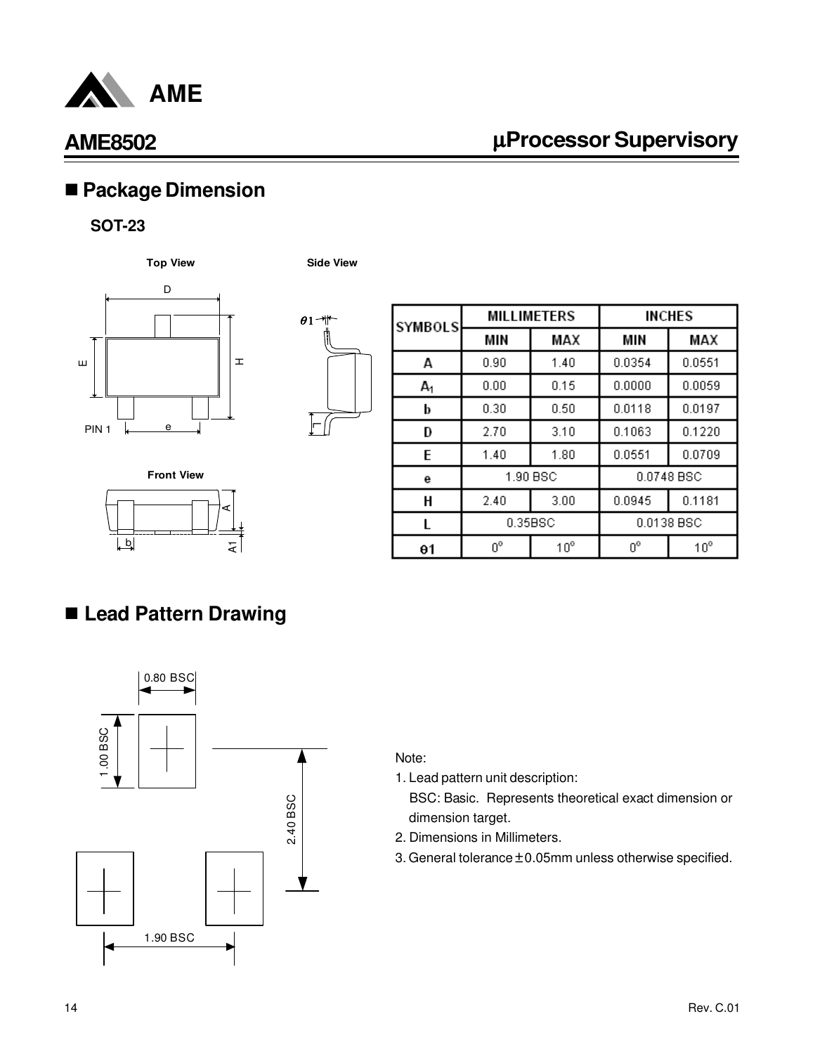## ■ Package Dimension

**SOT-23**

| SYMBOLS | MILLIMETERS | | INCHES | |
|---|---|---|---|---|
| | MIN | MAX | MIN | MAX |
| A | 0.90 | 1.40 | 0.0354 | 0.0551 |
| $A_1$ | 0.00 | 0.15 | 0.0000 | 0.0059 |
| b | 0.30 | 0.50 | 0.0118 | 0.0197 |
| D | 2.70 | 3.10 | 0.1063 | 0.1220 |
| E | 1.40 | 1.80 | 0.0551 | 0.0709 |
| e | 1.90 BSC | | 0.0748 BSC | |
| H | 2.40 | 3.00 | 0.0945 | 0.1181 |
| L | 0.35BSC | | 0.0138 BSC | |
| θ1 | 0° | 10° | 0° | 10° |

## ■ Lead Pattern Drawing

Note:

1. Lead pattern unit description:
   BSC: Basic. Represents theoretical exact dimension or dimension target.
2. Dimensions in Millimeters.
3. General tolerance ± 0.05mm unless otherwise specified.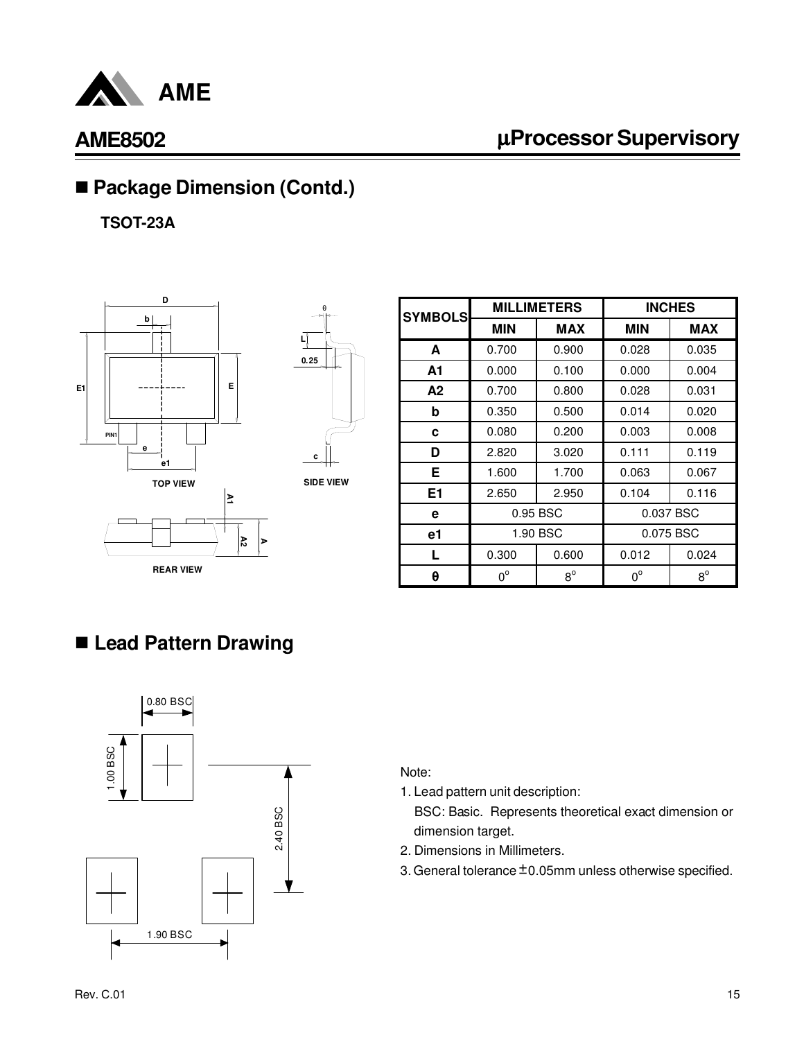## ■ Package Dimension (Contd.)

**TSOT-23A**

| SYMBOLS | MILLIMETERS | | INCHES | |
|---|---|---|---|---|
| | MIN | MAX | MIN | MAX |
| A | 0.700 | 0.900 | 0.028 | 0.035 |
| A1 | 0.000 | 0.100 | 0.000 | 0.004 |
| A2 | 0.700 | 0.800 | 0.028 | 0.031 |
| b | 0.350 | 0.500 | 0.014 | 0.020 |
| c | 0.080 | 0.200 | 0.003 | 0.008 |
| D | 2.820 | 3.020 | 0.111 | 0.119 |
| E | 1.600 | 1.700 | 0.063 | 0.067 |
| E1 | 2.650 | 2.950 | 0.104 | 0.116 |
| e | 0.95 BSC | | 0.037 BSC | |
| e1 | 1.90 BSC | | 0.075 BSC | |
| L | 0.300 | 0.600 | 0.012 | 0.024 |
| θ | 0° | 8° | 0° | 8° |

## ■ Lead Pattern Drawing

Note:

1. Lead pattern unit description:
   BSC: Basic. Represents theoretical exact dimension or dimension target.
2. Dimensions in Millimeters.
3. General tolerance ±0.05mm unless otherwise specified.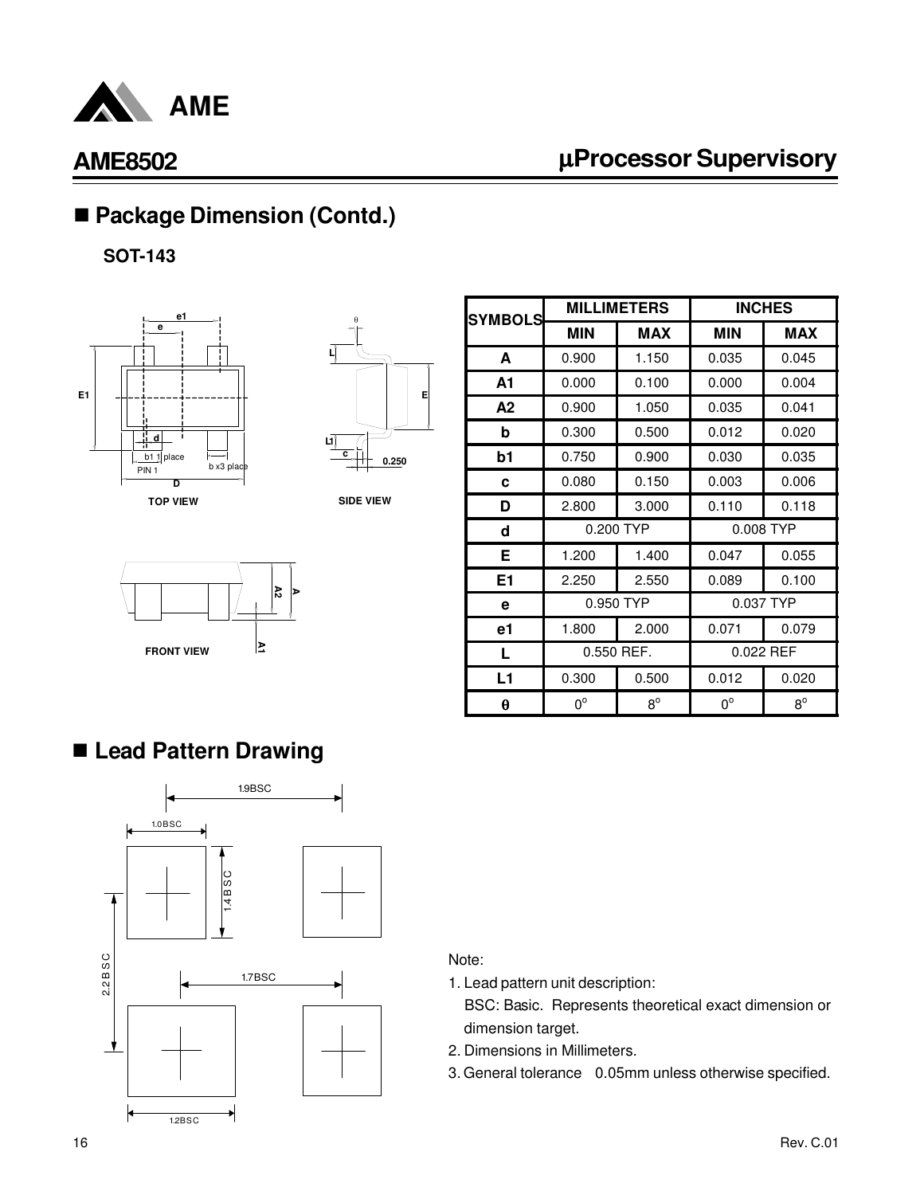## Package Dimension (Contd.)

**SOT-143**

| SYMBOLS | MILLIMETERS | | INCHES | |
|---|---|---|---|---|
| | MIN | MAX | MIN | MAX |
| A | 0.900 | 1.150 | 0.035 | 0.045 |
| A1 | 0.000 | 0.100 | 0.000 | 0.004 |
| A2 | 0.900 | 1.050 | 0.035 | 0.041 |
| b | 0.300 | 0.500 | 0.012 | 0.020 |
| b1 | 0.750 | 0.900 | 0.030 | 0.035 |
| c | 0.080 | 0.150 | 0.003 | 0.006 |
| D | 2.800 | 3.000 | 0.110 | 0.118 |
| d | 0.200 TYP | | 0.008 TYP | |
| E | 1.200 | 1.400 | 0.047 | 0.055 |
| E1 | 2.250 | 2.550 | 0.089 | 0.100 |
| e | 0.950 TYP | | 0.037 TYP | |
| e1 | 1.800 | 2.000 | 0.071 | 0.079 |
| L | 0.550 REF. | | 0.022 REF | |
| L1 | 0.300 | 0.500 | 0.012 | 0.020 |
| θ | 0° | 8° | 0° | 8° |

## Lead Pattern Drawing

Note:

1. Lead pattern unit description:
   BSC: Basic. Represents theoretical exact dimension or dimension target.
2. Dimensions in Millimeters.
3. General tolerance 0.05mm unless otherwise specified.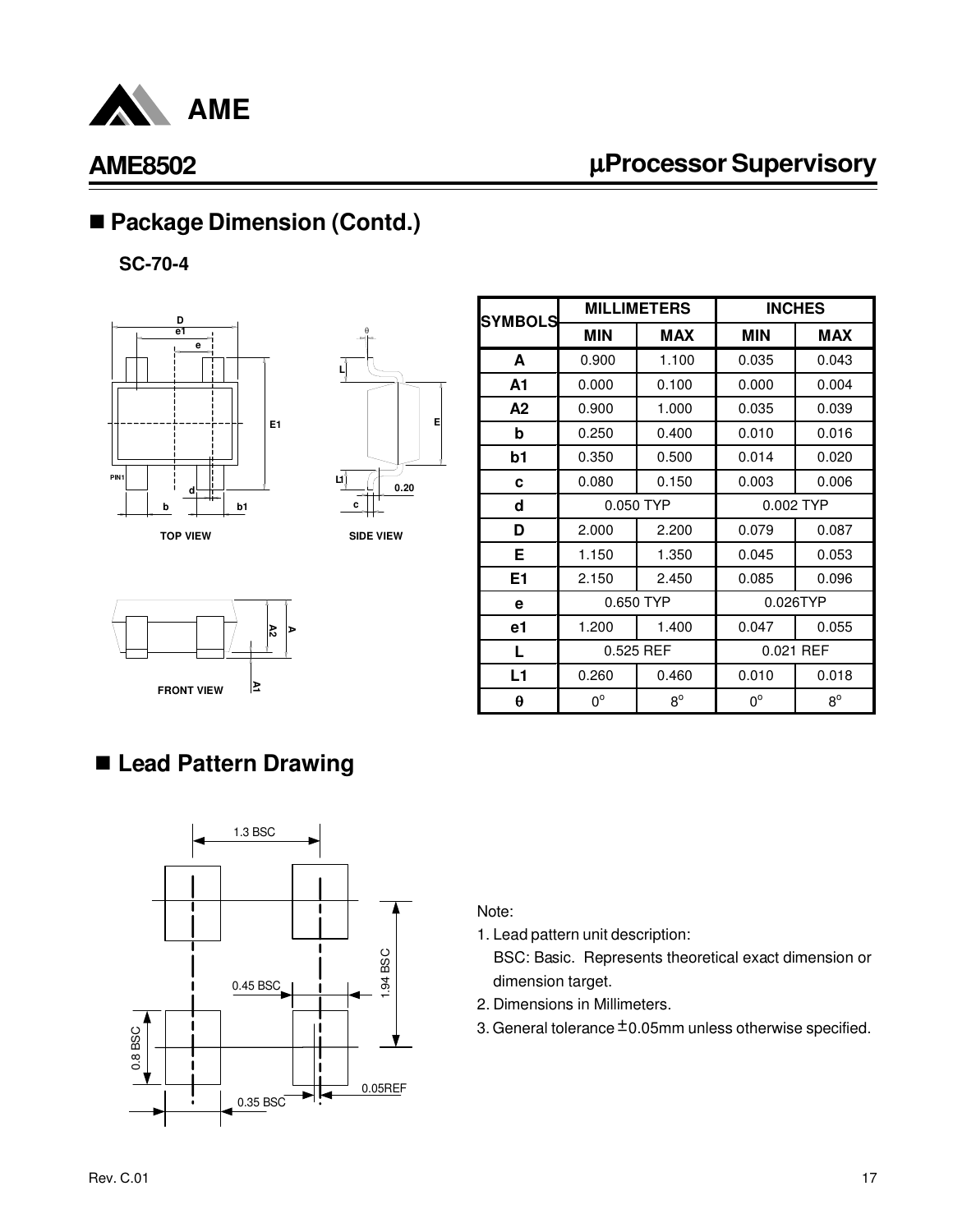## ■ Package Dimension (Contd.)

**SC-70-4**

TOP VIEW

SIDE VIEW

FRONT VIEW

| SYMBOLS | MILLIMETERS | | INCHES | |
|---|---|---|---|---|
| | MIN | MAX | MIN | MAX |
| A | 0.900 | 1.100 | 0.035 | 0.043 |
| A1 | 0.000 | 0.100 | 0.000 | 0.004 |
| A2 | 0.900 | 1.000 | 0.035 | 0.039 |
| b | 0.250 | 0.400 | 0.010 | 0.016 |
| b1 | 0.350 | 0.500 | 0.014 | 0.020 |
| c | 0.080 | 0.150 | 0.003 | 0.006 |
| d | 0.050 TYP | | 0.002 TYP | |
| D | 2.000 | 2.200 | 0.079 | 0.087 |
| E | 1.150 | 1.350 | 0.045 | 0.053 |
| E1 | 2.150 | 2.450 | 0.085 | 0.096 |
| e | 0.650 TYP | | 0.026TYP | |
| e1 | 1.200 | 1.400 | 0.047 | 0.055 |
| L | 0.525 REF | | 0.021 REF | |
| L1 | 0.260 | 0.460 | 0.010 | 0.018 |
| θ | 0° | 8° | 0° | 8° |

## ■ Lead Pattern Drawing

1.3 BSC

1.94 BSC

0.45 BSC

0.8 BSC

0.35 BSC

0.05REF

Note:

1. Lead pattern unit description:
   BSC: Basic. Represents theoretical exact dimension or dimension target.
2. Dimensions in Millimeters.
3. General tolerance ±0.05mm unless otherwise specified.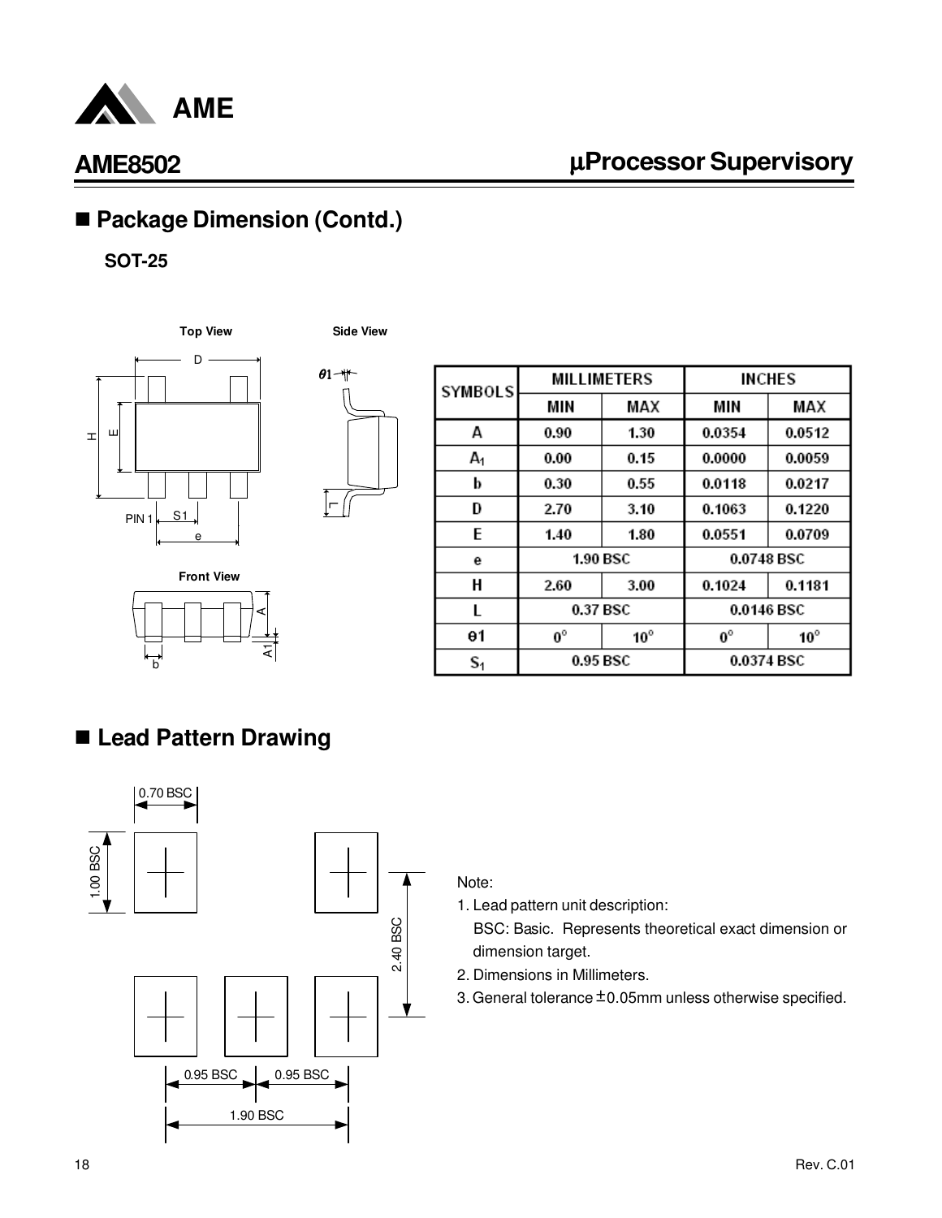## ■ Package Dimension (Contd.)

**SOT-25**

| SYMBOLS | MILLIMETERS | | INCHES | |
|---|---|---|---|---|
| | MIN | MAX | MIN | MAX |
| A | 0.90 | 1.30 | 0.0354 | 0.0512 |
| $A_1$ | 0.00 | 0.15 | 0.0000 | 0.0059 |
| b | 0.30 | 0.55 | 0.0118 | 0.0217 |
| D | 2.70 | 3.10 | 0.1063 | 0.1220 |
| E | 1.40 | 1.80 | 0.0551 | 0.0709 |
| e | 1.90 BSC | | 0.0748 BSC | |
| H | 2.60 | 3.00 | 0.1024 | 0.1181 |
| L | 0.37 BSC | | 0.0146 BSC | |
| θ1 | 0° | 10° | 0° | 10° |
| $S_1$ | 0.95 BSC | | 0.0374 BSC | |

## ■ Lead Pattern Drawing

Note:

1. Lead pattern unit description:
   BSC: Basic. Represents theoretical exact dimension or dimension target.
2. Dimensions in Millimeters.
3. General tolerance ±0.05mm unless otherwise specified.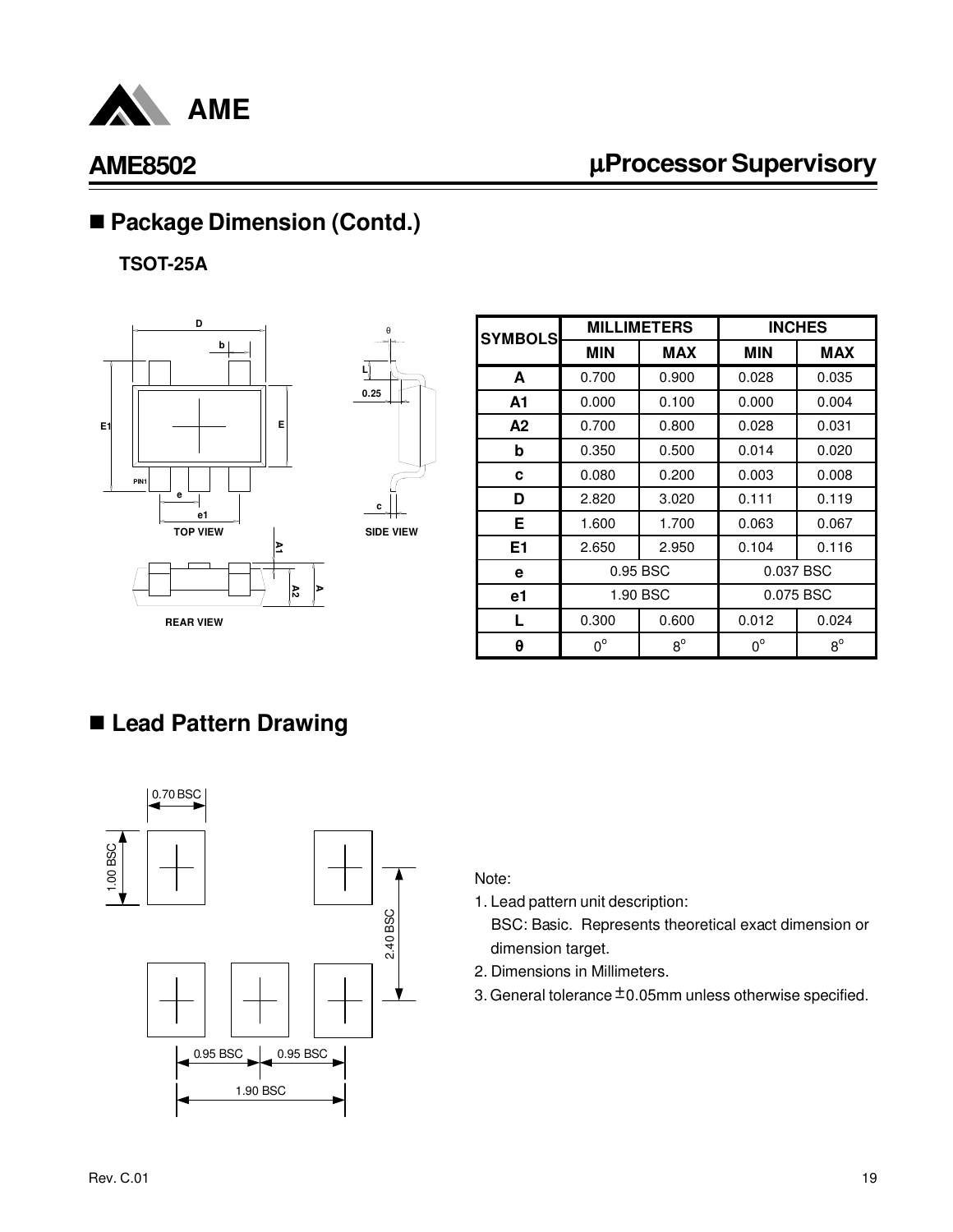## ■ Package Dimension (Contd.)

**TSOT-25A**

| SYMBOLS | MILLIMETERS | | INCHES | |
|---|---|---|---|---|
| | MIN | MAX | MIN | MAX |
| A | 0.700 | 0.900 | 0.028 | 0.035 |
| A1 | 0.000 | 0.100 | 0.000 | 0.004 |
| A2 | 0.700 | 0.800 | 0.028 | 0.031 |
| b | 0.350 | 0.500 | 0.014 | 0.020 |
| c | 0.080 | 0.200 | 0.003 | 0.008 |
| D | 2.820 | 3.020 | 0.111 | 0.119 |
| E | 1.600 | 1.700 | 0.063 | 0.067 |
| E1 | 2.650 | 2.950 | 0.104 | 0.116 |
| e | 0.95 BSC | | 0.037 BSC | |
| e1 | 1.90 BSC | | 0.075 BSC | |
| L | 0.300 | 0.600 | 0.012 | 0.024 |
| θ | 0° | 8° | 0° | 8° |

## ■ Lead Pattern Drawing

Note:

1. Lead pattern unit description:
   BSC: Basic. Represents theoretical exact dimension or dimension target.
2. Dimensions in Millimeters.
3. General tolerance ±0.05mm unless otherwise specified.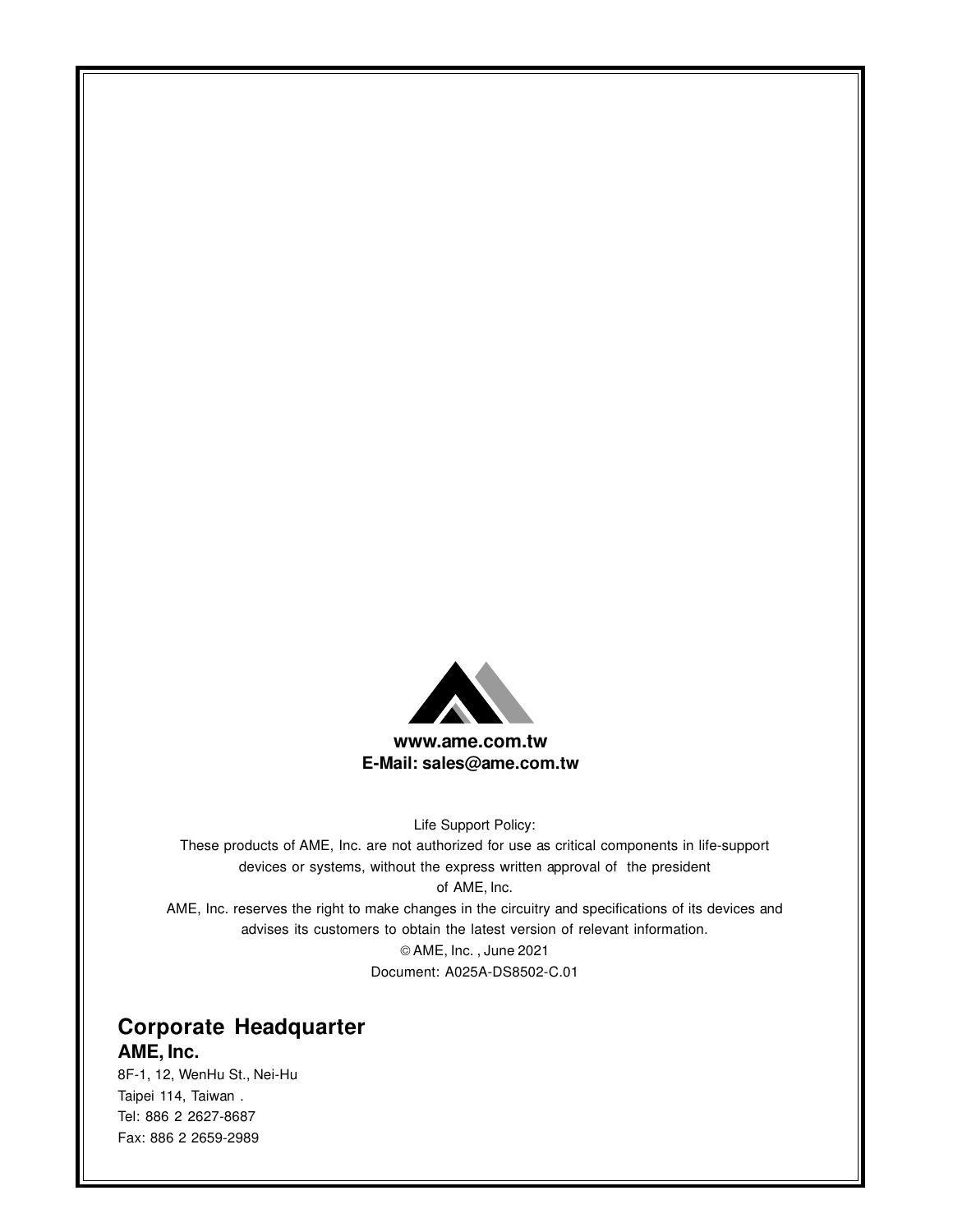**www.ame.com.tw**
**E-Mail: sales@ame.com.tw**

Life Support Policy:
These products of AME, Inc. are not authorized for use as critical components in life-support devices or systems, without the express written approval of the president of AME, Inc.
AME, Inc. reserves the right to make changes in the circuitry and specifications of its devices and advises its customers to obtain the latest version of relevant information.
© AME, Inc. , June 2021
Document: A025A-DS8502-C.01

## Corporate Headquarter

**AME, Inc.**

8F-1, 12, WenHu St., Nei-Hu
Taipei 114, Taiwan .
Tel: 886 2 2627-8687
Fax: 886 2 2659-2989